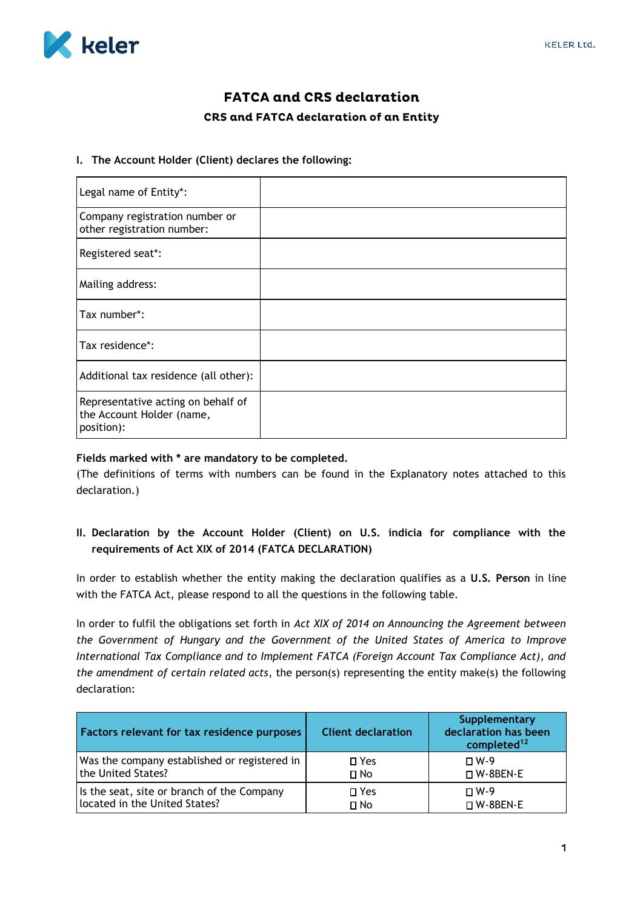# FATCA and CRS declaration

## CRS and FATCA declaration of an Entity

**I. The Account Holder (Client) declares the following:**

| Legal name of Entity*: | |
|---|---|
| Company registration number or other registration number: | |
| Registered seat*: | |
| Mailing address: | |
| Tax number*: | |
| Tax residence*: | |
| Additional tax residence (all other): | |
| Representative acting on behalf of the Account Holder (name, position): | |

**Fields marked with * are mandatory to be completed.**

(The definitions of terms with numbers can be found in the Explanatory notes attached to this declaration.)

**II. Declaration by the Account Holder (Client) on U.S. indicia for compliance with the requirements of Act XIX of 2014 (FATCA DECLARATION)**

In order to establish whether the entity making the declaration qualifies as a **U.S. Person** in line with the FATCA Act, please respond to all the questions in the following table.

In order to fulfil the obligations set forth in *Act XIX of 2014 on Announcing the Agreement between the Government of Hungary and the Government of the United States of America to Improve International Tax Compliance and to Implement FATCA (Foreign Account Tax Compliance Act), and the amendment of certain related acts*, the person(s) representing the entity make(s) the following declaration:

| Factors relevant for tax residence purposes | Client declaration | Supplementary declaration has been completed[12] |
|---|---|---|
| Was the company established or registered in the United States? | ☐ Yes<br>☐ No | ☐ W-9<br>☐ W-8BEN-E |
| Is the seat, site or branch of the Company located in the United States? | ☐ Yes<br>☐ No | ☐ W-9<br>☐ W-8BEN-E |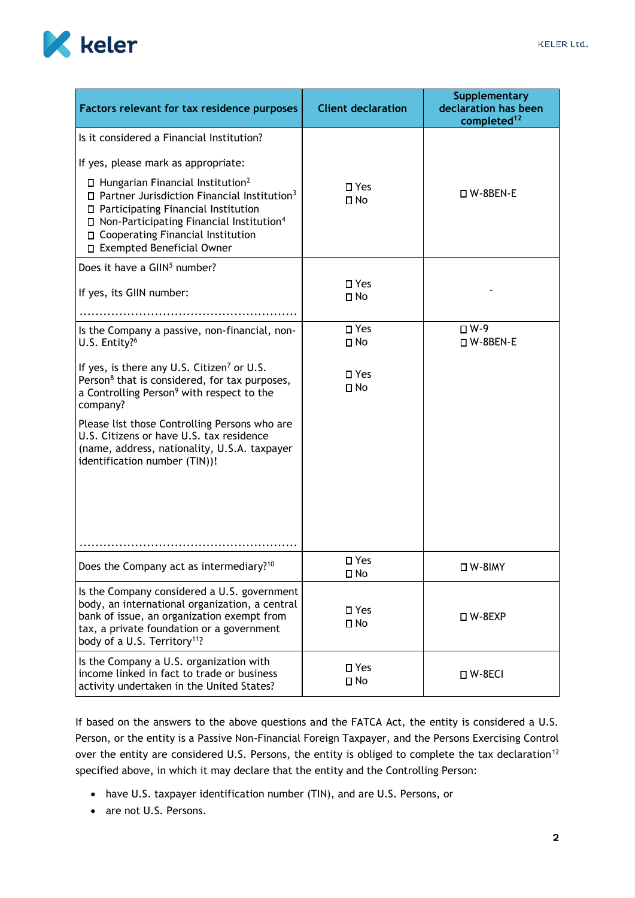| Factors relevant for tax residence purposes | Client declaration | Supplementary declaration has been completed[12] |
|---|---|---|
| Is it considered a Financial Institution?<br><br>If yes, please mark as appropriate:<br>☐ Hungarian Financial Institution[2]<br>☐ Partner Jurisdiction Financial Institution[3]<br>☐ Participating Financial Institution<br>☐ Non-Participating Financial Institution[4]<br>☐ Cooperating Financial Institution<br>☐ Exempted Beneficial Owner | ☐ Yes<br>☐ No | ☐ W-8BEN-E |
| Does it have a GIIN[5] number?<br><br>If yes, its GIIN number:<br><br>...................................................... | ☐ Yes<br>☐ No | - |
| Is the Company a passive, non-financial, non-U.S. Entity?[6]<br><br>If yes, is there any U.S. Citizen[7] or U.S. Person[8] that is considered, for tax purposes, a Controlling Person[9] with respect to the company?<br><br>Please list those Controlling Persons who are U.S. Citizens or have U.S. tax residence (name, address, nationality, U.S.A. taxpayer identification number (TIN))!<br><br>...................................................... | ☐ Yes<br>☐ No<br><br>☐ Yes<br>☐ No | ☐ W-9<br>☐ W-8BEN-E |
| Does the Company act as intermediary?[10] | ☐ Yes<br>☐ No | ☐ W-8IMY |
| Is the Company considered a U.S. government body, an international organization, a central bank of issue, an organization exempt from tax, a private foundation or a government body of a U.S. Territory[11]? | ☐ Yes<br>☐ No | ☐ W-8EXP |
| Is the Company a U.S. organization with income linked in fact to trade or business activity undertaken in the United States? | ☐ Yes<br>☐ No | ☐ W-8ECI |

If based on the answers to the above questions and the FATCA Act, the entity is considered a U.S. Person, or the entity is a Passive Non-Financial Foreign Taxpayer, and the Persons Exercising Control over the entity are considered U.S. Persons, the entity is obliged to complete the tax declaration[12] specified above, in which it may declare that the entity and the Controlling Person:

- have U.S. taxpayer identification number (TIN), and are U.S. Persons, or
- are not U.S. Persons.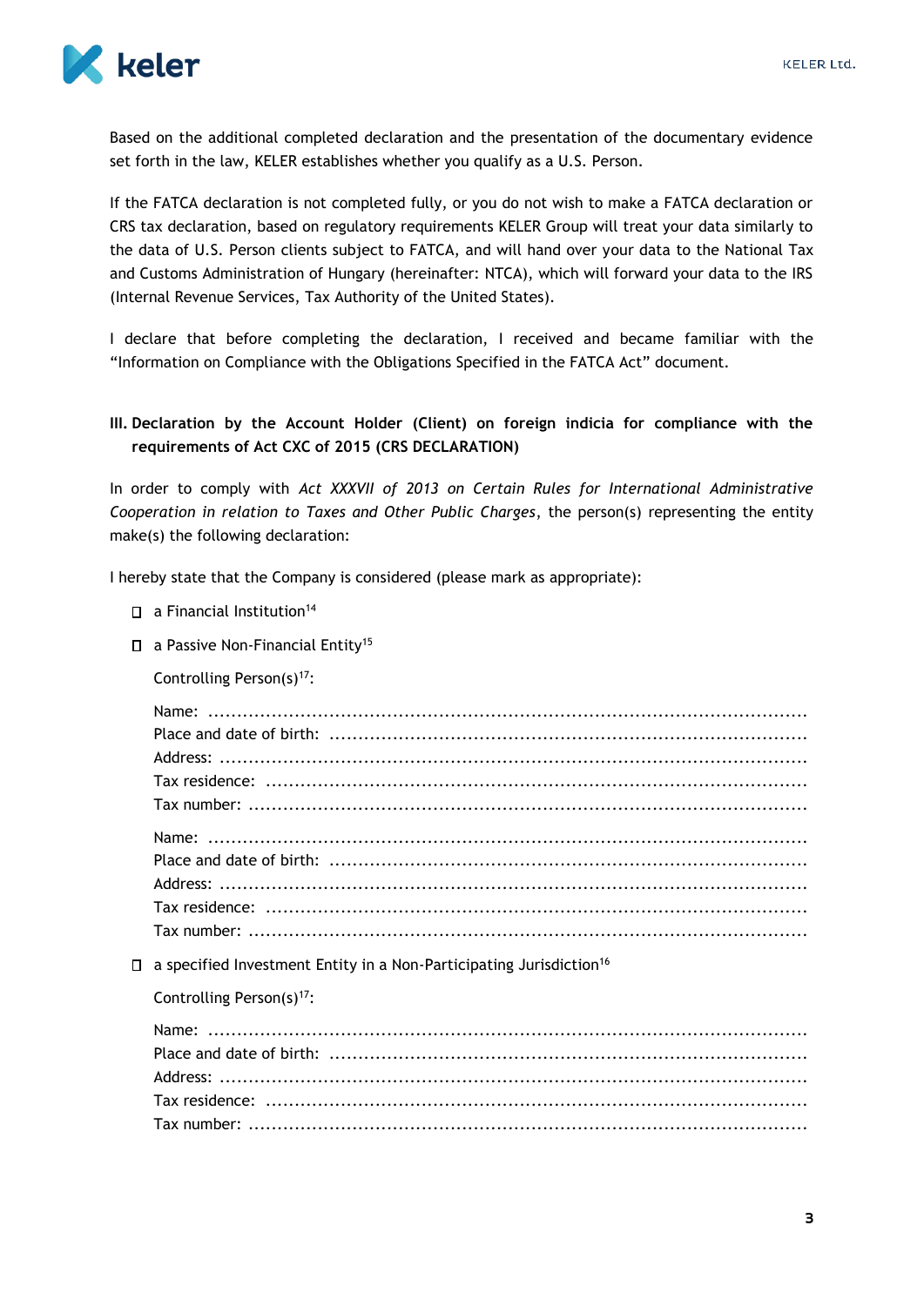Based on the additional completed declaration and the presentation of the documentary evidence set forth in the law, KELER establishes whether you qualify as a U.S. Person.

If the FATCA declaration is not completed fully, or you do not wish to make a FATCA declaration or CRS tax declaration, based on regulatory requirements KELER Group will treat your data similarly to the data of U.S. Person clients subject to FATCA, and will hand over your data to the National Tax and Customs Administration of Hungary (hereinafter: NTCA), which will forward your data to the IRS (Internal Revenue Services, Tax Authority of the United States).

I declare that before completing the declaration, I received and became familiar with the "Information on Compliance with the Obligations Specified in the FATCA Act" document.

## III. Declaration by the Account Holder (Client) on foreign indicia for compliance with the requirements of Act CXC of 2015 (CRS DECLARATION)

In order to comply with *Act XXXVII of 2013 on Certain Rules for International Administrative Cooperation in relation to Taxes and Other Public Charges*, the person(s) representing the entity make(s) the following declaration:

I hereby state that the Company is considered (please mark as appropriate):

- ☐ a Financial Institution[14]
- ☐ a Passive Non-Financial Entity[15]

  Controlling Person(s)[17]:

  Name: ..........................................................................................................
  Place and date of birth: ..................................................................................
  Address: .......................................................................................................
  Tax residence: ..............................................................................................
  Tax number: .................................................................................................

  Name: ..........................................................................................................
  Place and date of birth: ..................................................................................
  Address: .......................................................................................................
  Tax residence: ..............................................................................................
  Tax number: .................................................................................................

- ☐ a specified Investment Entity in a Non-Participating Jurisdiction[16]

  Controlling Person(s)[17]:

  Name: ..........................................................................................................
  Place and date of birth: ..................................................................................
  Address: .......................................................................................................
  Tax residence: ..............................................................................................
  Tax number: .................................................................................................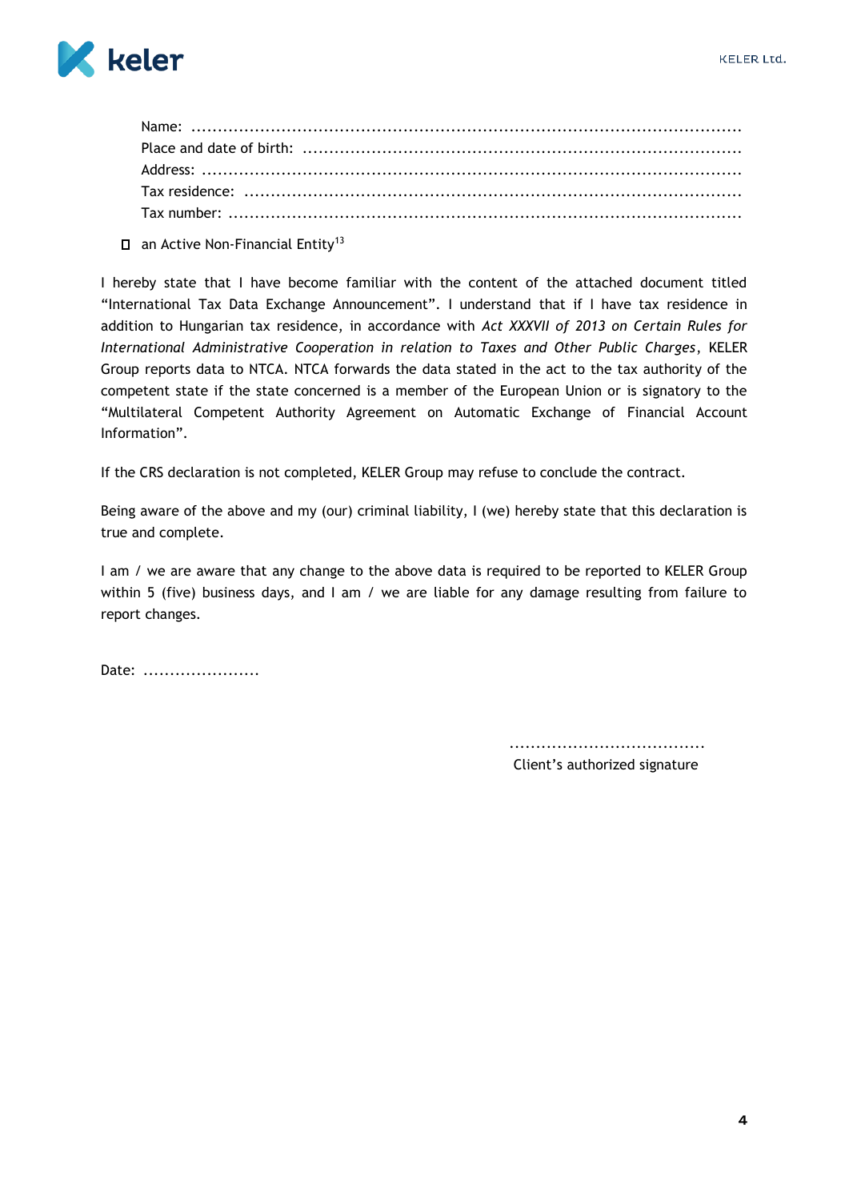Name: ....................................................................................................

Place and date of birth: ..................................................................................

Address: ................................................................................................

Tax residence: ..........................................................................................

Tax number: .............................................................................................

- [ ] an Active Non-Financial Entity[13]

I hereby state that I have become familiar with the content of the attached document titled "International Tax Data Exchange Announcement". I understand that if I have tax residence in addition to Hungarian tax residence, in accordance with *Act XXXVII of 2013 on Certain Rules for International Administrative Cooperation in relation to Taxes and Other Public Charges*, KELER Group reports data to NTCA. NTCA forwards the data stated in the act to the tax authority of the competent state if the state concerned is a member of the European Union or is signatory to the "Multilateral Competent Authority Agreement on Automatic Exchange of Financial Account Information".

If the CRS declaration is not completed, KELER Group may refuse to conclude the contract.

Being aware of the above and my (our) criminal liability, I (we) hereby state that this declaration is true and complete.

I am / we are aware that any change to the above data is required to be reported to KELER Group within 5 (five) business days, and I am / we are liable for any damage resulting from failure to report changes.

Date: ......................

....................................

Client's authorized signature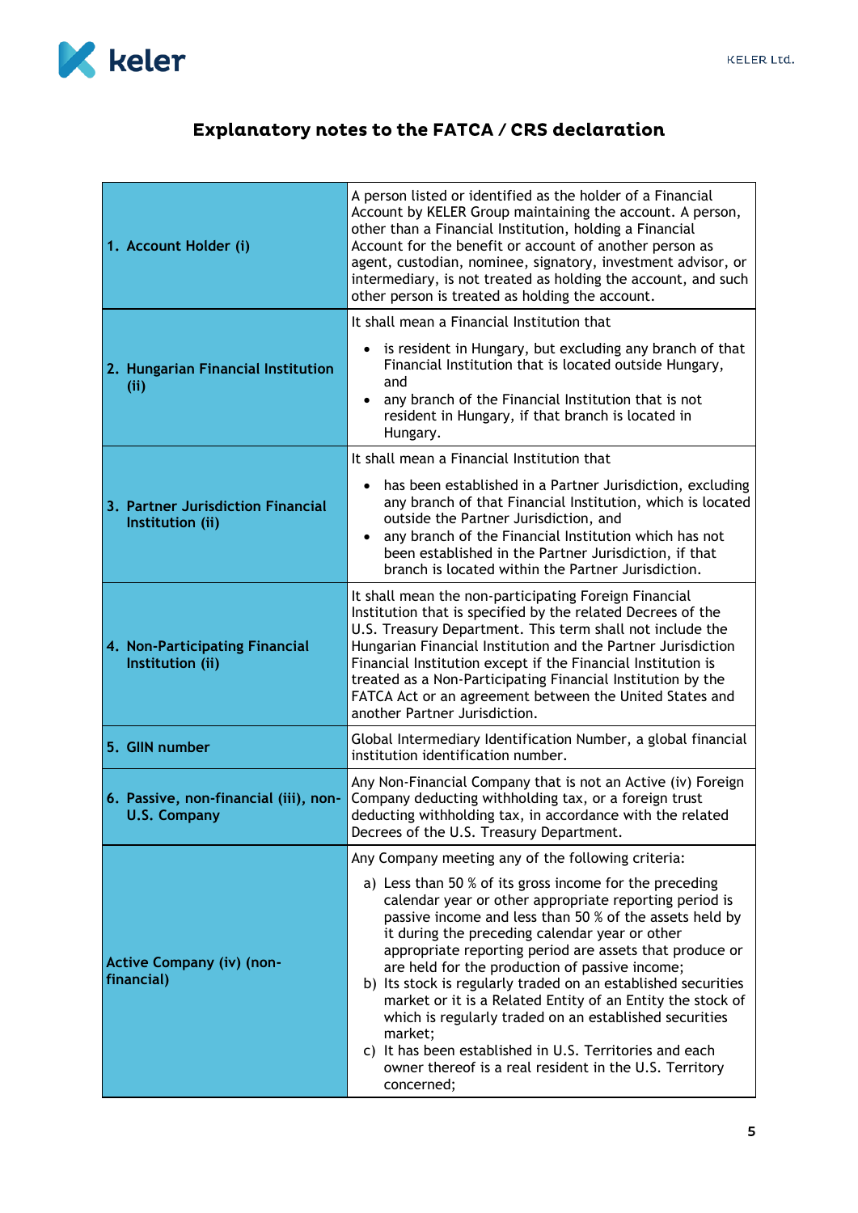# Explanatory notes to the FATCA / CRS declaration

| | |
|---|---|
| **1. Account Holder (i)** | A person listed or identified as the holder of a Financial Account by KELER Group maintaining the account. A person, other than a Financial Institution, holding a Financial Account for the benefit or account of another person as agent, custodian, nominee, signatory, investment advisor, or intermediary, is not treated as holding the account, and such other person is treated as holding the account. |
| **2. Hungarian Financial Institution (ii)** | It shall mean a Financial Institution that<br>• is resident in Hungary, but excluding any branch of that Financial Institution that is located outside Hungary, and<br>• any branch of the Financial Institution that is not resident in Hungary, if that branch is located in Hungary. |
| **3. Partner Jurisdiction Financial Institution (ii)** | It shall mean a Financial Institution that<br>• has been established in a Partner Jurisdiction, excluding any branch of that Financial Institution, which is located outside the Partner Jurisdiction, and<br>• any branch of the Financial Institution which has not been established in the Partner Jurisdiction, if that branch is located within the Partner Jurisdiction. |
| **4. Non-Participating Financial Institution (ii)** | It shall mean the non-participating Foreign Financial Institution that is specified by the related Decrees of the U.S. Treasury Department. This term shall not include the Hungarian Financial Institution and the Partner Jurisdiction Financial Institution except if the Financial Institution is treated as a Non-Participating Financial Institution by the FATCA Act or an agreement between the United States and another Partner Jurisdiction. |
| **5. GIIN number** | Global Intermediary Identification Number, a global financial institution identification number. |
| **6. Passive, non-financial (iii), non-U.S. Company** | Any Non-Financial Company that is not an Active (iv) Foreign Company deducting withholding tax, or a foreign trust deducting withholding tax, in accordance with the related Decrees of the U.S. Treasury Department. |
| **Active Company (iv) (non-financial)** | Any Company meeting any of the following criteria:<br>a) Less than 50 % of its gross income for the preceding calendar year or other appropriate reporting period is passive income and less than 50 % of the assets held by it during the preceding calendar year or other appropriate reporting period are assets that produce or are held for the production of passive income;<br>b) Its stock is regularly traded on an established securities market or it is a Related Entity of an Entity the stock of which is regularly traded on an established securities market;<br>c) It has been established in U.S. Territories and each owner thereof is a real resident in the U.S. Territory concerned; |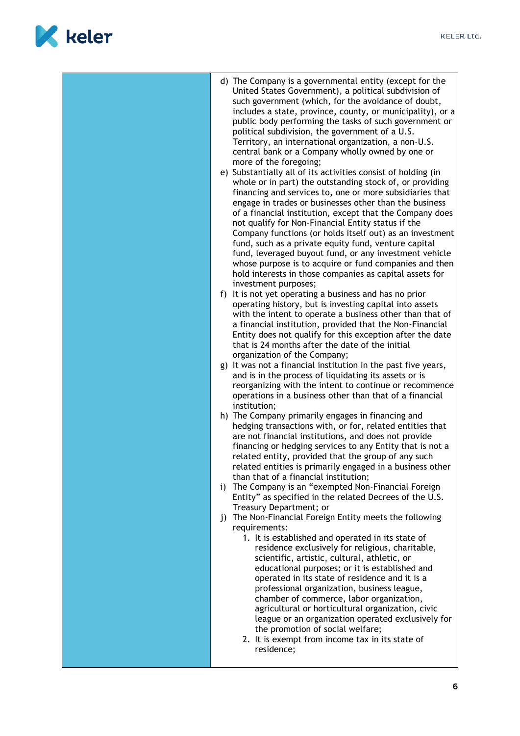| | d) The Company is a governmental entity (except for the United States Government), a political subdivision of such government (which, for the avoidance of doubt, includes a state, province, county, or municipality), or a public body performing the tasks of such government or political subdivision, the government of a U.S. Territory, an international organization, a non-U.S. central bank or a Company wholly owned by one or more of the foregoing;<br>e) Substantially all of its activities consist of holding (in whole or in part) the outstanding stock of, or providing financing and services to, one or more subsidiaries that engage in trades or businesses other than the business of a financial institution, except that the Company does not qualify for Non-Financial Entity status if the Company functions (or holds itself out) as an investment fund, such as a private equity fund, venture capital fund, leveraged buyout fund, or any investment vehicle whose purpose is to acquire or fund companies and then hold interests in those companies as capital assets for investment purposes;<br>f) It is not yet operating a business and has no prior operating history, but is investing capital into assets with the intent to operate a business other than that of a financial institution, provided that the Non-Financial Entity does not qualify for this exception after the date that is 24 months after the date of the initial organization of the Company;<br>g) It was not a financial institution in the past five years, and is in the process of liquidating its assets or is reorganizing with the intent to continue or recommence operations in a business other than that of a financial institution;<br>h) The Company primarily engages in financing and hedging transactions with, or for, related entities that are not financial institutions, and does not provide financing or hedging services to any Entity that is not a related entity, provided that the group of any such related entities is primarily engaged in a business other than that of a financial institution;<br>i) The Company is an "exempted Non-Financial Foreign Entity" as specified in the related Decrees of the U.S. Treasury Department; or<br>j) The Non-Financial Foreign Entity meets the following requirements:<br>1. It is established and operated in its state of residence exclusively for religious, charitable, scientific, artistic, cultural, athletic, or educational purposes; or it is established and operated in its state of residence and it is a professional organization, business league, chamber of commerce, labor organization, agricultural or horticultural organization, civic league or an organization operated exclusively for the promotion of social welfare;<br>2. It is exempt from income tax in its state of residence; |
|---|---|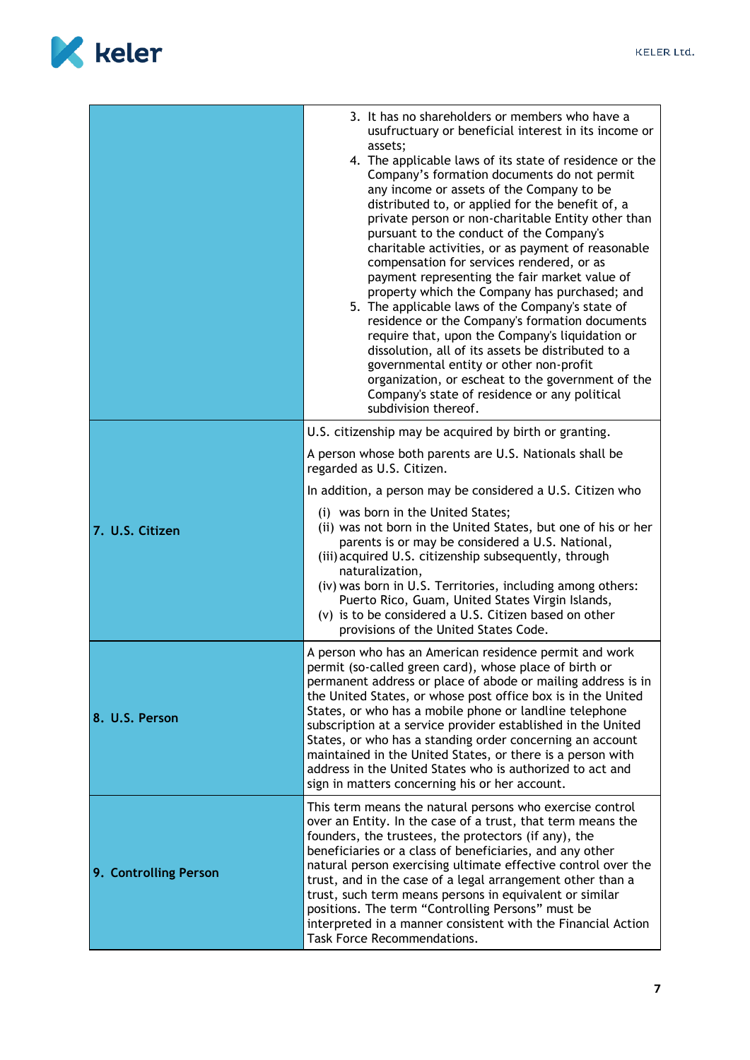| | |
|---|---|
| | 3. It has no shareholders or members who have a usufructuary or beneficial interest in its income or assets;<br>4. The applicable laws of its state of residence or the Company's formation documents do not permit any income or assets of the Company to be distributed to, or applied for the benefit of, a private person or non-charitable Entity other than pursuant to the conduct of the Company's charitable activities, or as payment of reasonable compensation for services rendered, or as payment representing the fair market value of property which the Company has purchased; and<br>5. The applicable laws of the Company's state of residence or the Company's formation documents require that, upon the Company's liquidation or dissolution, all of its assets be distributed to a governmental entity or other non-profit organization, or escheat to the government of the Company's state of residence or any political subdivision thereof. |
| **7. U.S. Citizen** | U.S. citizenship may be acquired by birth or granting.<br><br>A person whose both parents are U.S. Nationals shall be regarded as U.S. Citizen.<br><br>In addition, a person may be considered a U.S. Citizen who<br><br>(i) was born in the United States;<br>(ii) was not born in the United States, but one of his or her parents is or may be considered a U.S. National,<br>(iii) acquired U.S. citizenship subsequently, through naturalization,<br>(iv) was born in U.S. Territories, including among others: Puerto Rico, Guam, United States Virgin Islands,<br>(v) is to be considered a U.S. Citizen based on other provisions of the United States Code. |
| **8. U.S. Person** | A person who has an American residence permit and work permit (so-called green card), whose place of birth or permanent address or place of abode or mailing address is in the United States, or whose post office box is in the United States, or who has a mobile phone or landline telephone subscription at a service provider established in the United States, or who has a standing order concerning an account maintained in the United States, or there is a person with address in the United States who is authorized to act and sign in matters concerning his or her account. |
| **9. Controlling Person** | This term means the natural persons who exercise control over an Entity. In the case of a trust, that term means the founders, the trustees, the protectors (if any), the beneficiaries or a class of beneficiaries, and any other natural person exercising ultimate effective control over the trust, and in the case of a legal arrangement other than a trust, such term means persons in equivalent or similar positions. The term "Controlling Persons" must be interpreted in a manner consistent with the Financial Action Task Force Recommendations. |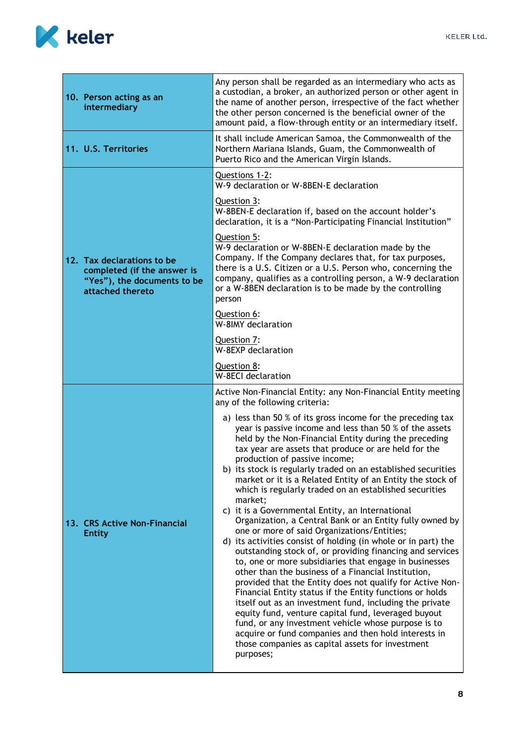| | |
|---|---|
| **10. Person acting as an intermediary** | Any person shall be regarded as an intermediary who acts as a custodian, a broker, an authorized person or other agent in the name of another person, irrespective of the fact whether the other person concerned is the beneficial owner of the amount paid, a flow-through entity or an intermediary itself. |
| **11. U.S. Territories** | It shall include American Samoa, the Commonwealth of the Northern Mariana Islands, Guam, the Commonwealth of Puerto Rico and the American Virgin Islands. |
| **12. Tax declarations to be completed (if the answer is "Yes"), the documents to be attached thereto** | <u>Questions 1-2</u>:<br>W-9 declaration or W-8BEN-E declaration<br><br><u>Question 3</u>:<br>W-8BEN-E declaration if, based on the account holder's declaration, it is a "Non-Participating Financial Institution"<br><br><u>Question 5</u>:<br>W-9 declaration or W-8BEN-E declaration made by the Company. If the Company declares that, for tax purposes, there is a U.S. Citizen or a U.S. Person who, concerning the company, qualifies as a controlling person, a W-9 declaration or a W-8BEN declaration is to be made by the controlling person<br><br><u>Question 6</u>:<br>W-8IMY declaration<br><br><u>Question 7</u>:<br>W-8EXP declaration<br><br><u>Question 8</u>:<br>W-8ECI declaration |
| **13. CRS Active Non-Financial Entity** | Active Non-Financial Entity: any Non-Financial Entity meeting any of the following criteria:<br><br>a) less than 50 % of its gross income for the preceding tax year is passive income and less than 50 % of the assets held by the Non-Financial Entity during the preceding tax year are assets that produce or are held for the production of passive income;<br>b) its stock is regularly traded on an established securities market or it is a Related Entity of an Entity the stock of which is regularly traded on an established securities market;<br>c) it is a Governmental Entity, an International Organization, a Central Bank or an Entity fully owned by one or more of said Organizations/Entities;<br>d) its activities consist of holding (in whole or in part) the outstanding stock of, or providing financing and services to, one or more subsidiaries that engage in businesses other than the business of a Financial Institution, provided that the Entity does not qualify for Active Non-Financial Entity status if the Entity functions or holds itself out as an investment fund, including the private equity fund, venture capital fund, leveraged buyout fund, or any investment vehicle whose purpose is to acquire or fund companies and then hold interests in those companies as capital assets for investment purposes; |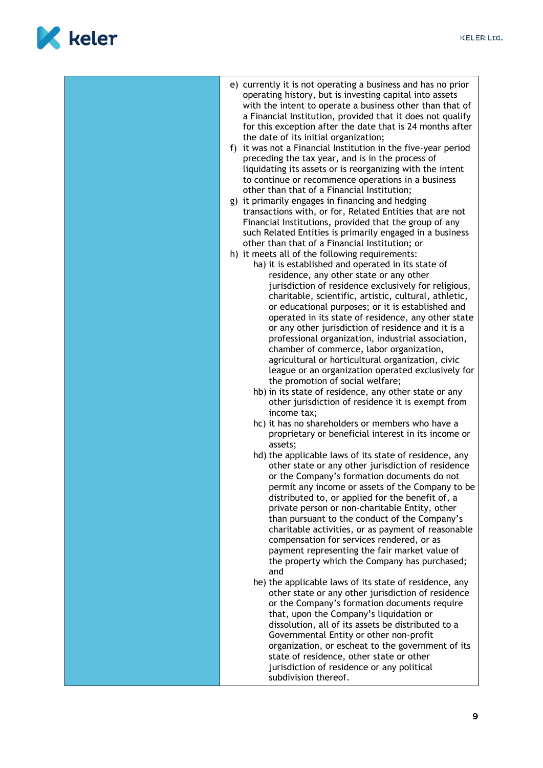| | |
|---|---|
| | e) currently it is not operating a business and has no prior operating history, but is investing capital into assets with the intent to operate a business other than that of a Financial Institution, provided that it does not qualify for this exception after the date that is 24 months after the date of its initial organization;<br>f) it was not a Financial Institution in the five-year period preceding the tax year, and is in the process of liquidating its assets or is reorganizing with the intent to continue or recommence operations in a business other than that of a Financial Institution;<br>g) it primarily engages in financing and hedging transactions with, or for, Related Entities that are not Financial Institutions, provided that the group of any such Related Entities is primarily engaged in a business other than that of a Financial Institution; or<br>h) it meets all of the following requirements:<br>ha) it is established and operated in its state of residence, any other state or any other jurisdiction of residence exclusively for religious, charitable, scientific, artistic, cultural, athletic, or educational purposes; or it is established and operated in its state of residence, any other state or any other jurisdiction of residence and it is a professional organization, industrial association, chamber of commerce, labor organization, agricultural or horticultural organization, civic league or an organization operated exclusively for the promotion of social welfare;<br>hb) in its state of residence, any other state or any other jurisdiction of residence it is exempt from income tax;<br>hc) it has no shareholders or members who have a proprietary or beneficial interest in its income or assets;<br>hd) the applicable laws of its state of residence, any other state or any other jurisdiction of residence or the Company's formation documents do not permit any income or assets of the Company to be distributed to, or applied for the benefit of, a private person or non-charitable Entity, other than pursuant to the conduct of the Company's charitable activities, or as payment of reasonable compensation for services rendered, or as payment representing the fair market value of the property which the Company has purchased; and<br>he) the applicable laws of its state of residence, any other state or any other jurisdiction of residence or the Company's formation documents require that, upon the Company's liquidation or dissolution, all of its assets be distributed to a Governmental Entity or other non-profit organization, or escheat to the government of its state of residence, other state or other jurisdiction of residence or any political subdivision thereof. |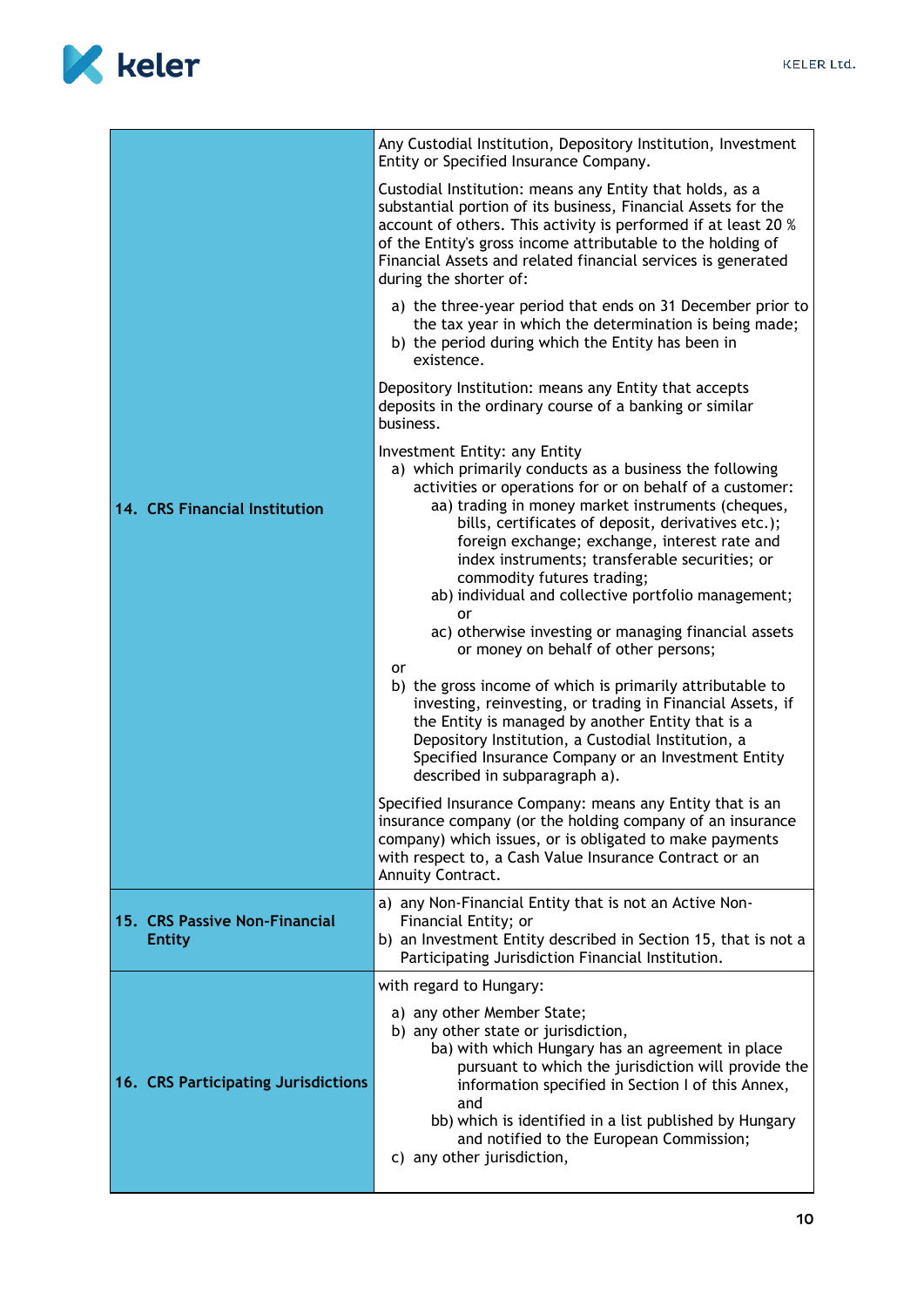| | |
|---|---|
| **14. CRS Financial Institution** | Any Custodial Institution, Depository Institution, Investment Entity or Specified Insurance Company.<br><br>Custodial Institution: means any Entity that holds, as a substantial portion of its business, Financial Assets for the account of others. This activity is performed if at least 20 % of the Entity's gross income attributable to the holding of Financial Assets and related financial services is generated during the shorter of:<br>a) the three-year period that ends on 31 December prior to the tax year in which the determination is being made;<br>b) the period during which the Entity has been in existence.<br><br>Depository Institution: means any Entity that accepts deposits in the ordinary course of a banking or similar business.<br><br>Investment Entity: any Entity<br>a) which primarily conducts as a business the following activities or operations for or on behalf of a customer:<br>aa) trading in money market instruments (cheques, bills, certificates of deposit, derivatives etc.); foreign exchange; exchange, interest rate and index instruments; transferable securities; or commodity futures trading;<br>ab) individual and collective portfolio management; or<br>ac) otherwise investing or managing financial assets or money on behalf of other persons;<br>or<br>b) the gross income of which is primarily attributable to investing, reinvesting, or trading in Financial Assets, if the Entity is managed by another Entity that is a Depository Institution, a Custodial Institution, a Specified Insurance Company or an Investment Entity described in subparagraph a).<br><br>Specified Insurance Company: means any Entity that is an insurance company (or the holding company of an insurance company) which issues, or is obligated to make payments with respect to, a Cash Value Insurance Contract or an Annuity Contract. |
| **15. CRS Passive Non-Financial Entity** | a) any Non-Financial Entity that is not an Active Non-Financial Entity; or<br>b) an Investment Entity described in Section 15, that is not a Participating Jurisdiction Financial Institution. |
| **16. CRS Participating Jurisdictions** | with regard to Hungary:<br>a) any other Member State;<br>b) any other state or jurisdiction,<br>ba) with which Hungary has an agreement in place pursuant to which the jurisdiction will provide the information specified in Section I of this Annex, and<br>bb) which is identified in a list published by Hungary and notified to the European Commission;<br>c) any other jurisdiction, |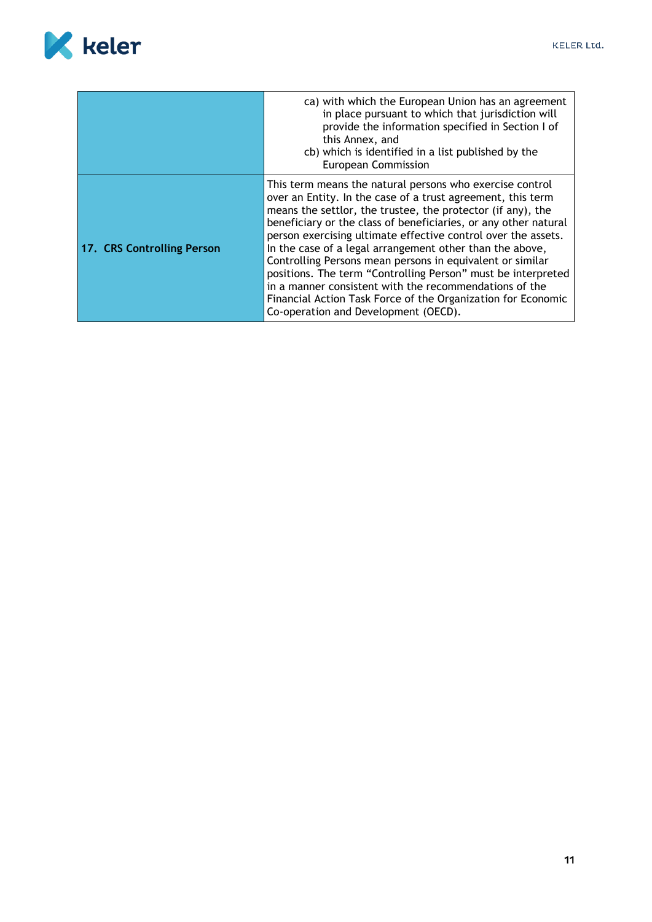| | |
|---|---|
| | ca) with which the European Union has an agreement in place pursuant to which that jurisdiction will provide the information specified in Section I of this Annex, and<br>cb) which is identified in a list published by the European Commission |
| **17. CRS Controlling Person** | This term means the natural persons who exercise control over an Entity. In the case of a trust agreement, this term means the settlor, the trustee, the protector (if any), the beneficiary or the class of beneficiaries, or any other natural person exercising ultimate effective control over the assets. In the case of a legal arrangement other than the above, Controlling Persons mean persons in equivalent or similar positions. The term "Controlling Person" must be interpreted in a manner consistent with the recommendations of the Financial Action Task Force of the Organization for Economic Co-operation and Development (OECD). |